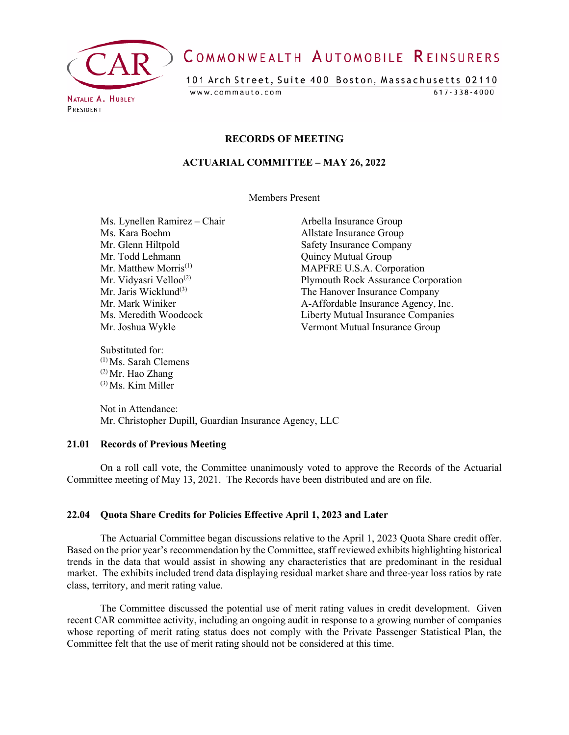COMMONWEALTH AUTOMOBILE REINSURERS

101 Arch Street, Suite 400 Boston, Massachusetts 02110

www.commauto.com 617-338-4000

NATALIE A. HUBLEY
PRESIDENT

**RECORDS OF MEETING**

**ACTUARIAL COMMITTEE – MAY 26, 2022**

Members Present

| | |
|---|---|
| Ms. Lynellen Ramirez – Chair | Arbella Insurance Group |
| Ms. Kara Boehm | Allstate Insurance Group |
| Mr. Glenn Hiltpold | Safety Insurance Company |
| Mr. Todd Lehmann | Quincy Mutual Group |
| Mr. Matthew Morris(1) | MAPFRE U.S.A. Corporation |
| Mr. Vidyasri Velloo(2) | Plymouth Rock Assurance Corporation |
| Mr. Jaris Wicklund(3) | The Hanover Insurance Company |
| Mr. Mark Winiker | A-Affordable Insurance Agency, Inc. |
| Ms. Meredith Woodcock | Liberty Mutual Insurance Companies |
| Mr. Joshua Wykle | Vermont Mutual Insurance Group |

Substituted for:
(1) Ms. Sarah Clemens
(2) Mr. Hao Zhang
(3) Ms. Kim Miller

Not in Attendance:
Mr. Christopher Dupill, Guardian Insurance Agency, LLC

**21.01 Records of Previous Meeting**

On a roll call vote, the Committee unanimously voted to approve the Records of the Actuarial Committee meeting of May 13, 2021. The Records have been distributed and are on file.

**22.04 Quota Share Credits for Policies Effective April 1, 2023 and Later**

The Actuarial Committee began discussions relative to the April 1, 2023 Quota Share credit offer. Based on the prior year's recommendation by the Committee, staff reviewed exhibits highlighting historical trends in the data that would assist in showing any characteristics that are predominant in the residual market. The exhibits included trend data displaying residual market share and three-year loss ratios by rate class, territory, and merit rating value.

The Committee discussed the potential use of merit rating values in credit development. Given recent CAR committee activity, including an ongoing audit in response to a growing number of companies whose reporting of merit rating status does not comply with the Private Passenger Statistical Plan, the Committee felt that the use of merit rating should not be considered at this time.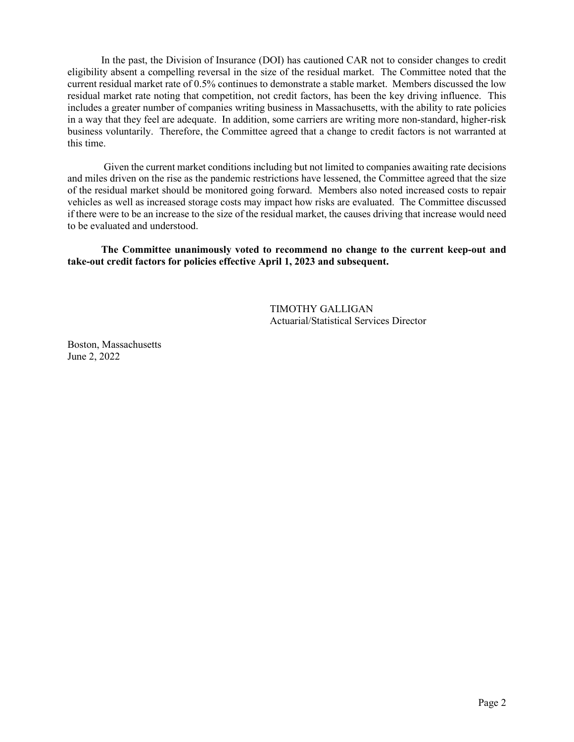In the past, the Division of Insurance (DOI) has cautioned CAR not to consider changes to credit eligibility absent a compelling reversal in the size of the residual market. The Committee noted that the current residual market rate of 0.5% continues to demonstrate a stable market. Members discussed the low residual market rate noting that competition, not credit factors, has been the key driving influence. This includes a greater number of companies writing business in Massachusetts, with the ability to rate policies in a way that they feel are adequate. In addition, some carriers are writing more non-standard, higher-risk business voluntarily. Therefore, the Committee agreed that a change to credit factors is not warranted at this time.

Given the current market conditions including but not limited to companies awaiting rate decisions and miles driven on the rise as the pandemic restrictions have lessened, the Committee agreed that the size of the residual market should be monitored going forward. Members also noted increased costs to repair vehicles as well as increased storage costs may impact how risks are evaluated. The Committee discussed if there were to be an increase to the size of the residual market, the causes driving that increase would need to be evaluated and understood.

**The Committee unanimously voted to recommend no change to the current keep-out and take-out credit factors for policies effective April 1, 2023 and subsequent.**

TIMOTHY GALLIGAN
Actuarial/Statistical Services Director

Boston, Massachusetts
June 2, 2022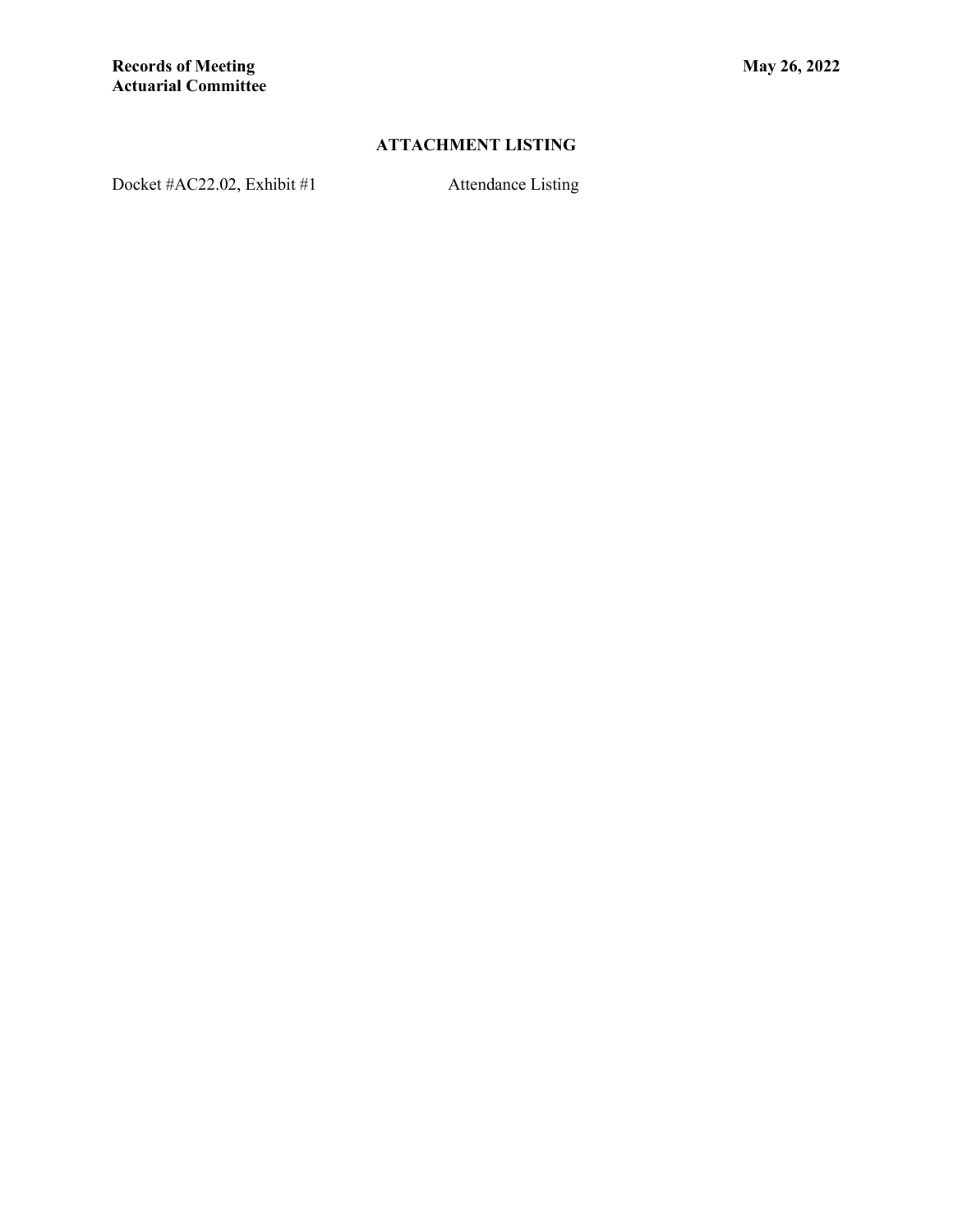## ATTACHMENT LISTING

| | |
|---|---|
| Docket #AC22.02, Exhibit #1 | Attendance Listing |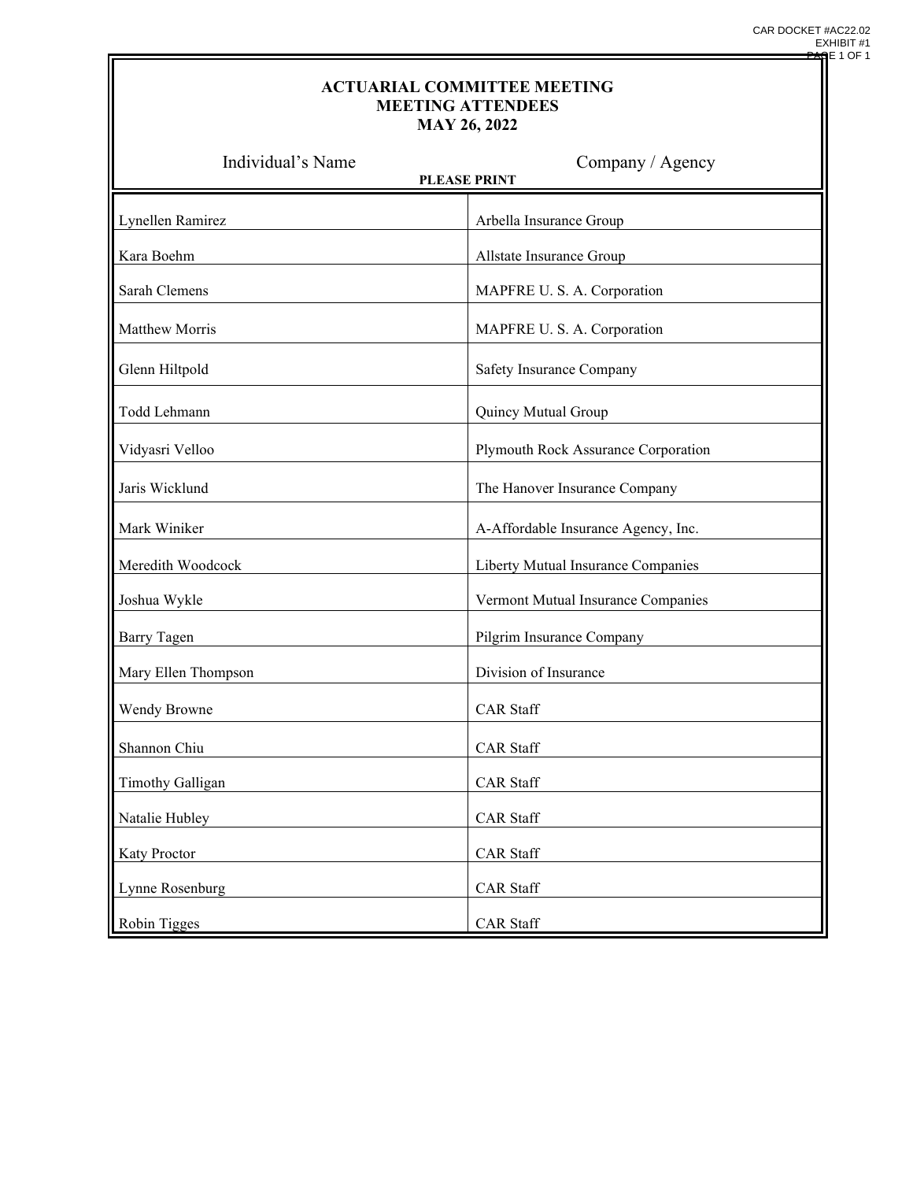CAR DOCKET #AC22.02
EXHIBIT #1

# ACTUARIAL COMMITTEE MEETING
# MEETING ATTENDEES
# MAY 26, 2022

| Individual's Name | Company / Agency |
|---|---|
| **PLEASE PRINT** | |
| Lynellen Ramirez | Arbella Insurance Group |
| Kara Boehm | Allstate Insurance Group |
| Sarah Clemens | MAPFRE U. S. A. Corporation |
| Matthew Morris | MAPFRE U. S. A. Corporation |
| Glenn Hiltpold | Safety Insurance Company |
| Todd Lehmann | Quincy Mutual Group |
| Vidyasri Velloo | Plymouth Rock Assurance Corporation |
| Jaris Wicklund | The Hanover Insurance Company |
| Mark Winiker | A-Affordable Insurance Agency, Inc. |
| Meredith Woodcock | Liberty Mutual Insurance Companies |
| Joshua Wykle | Vermont Mutual Insurance Companies |
| Barry Tagen | Pilgrim Insurance Company |
| Mary Ellen Thompson | Division of Insurance |
| Wendy Browne | CAR Staff |
| Shannon Chiu | CAR Staff |
| Timothy Galligan | CAR Staff |
| Natalie Hubley | CAR Staff |
| Katy Proctor | CAR Staff |
| Lynne Rosenburg | CAR Staff |
| Robin Tigges | CAR Staff |